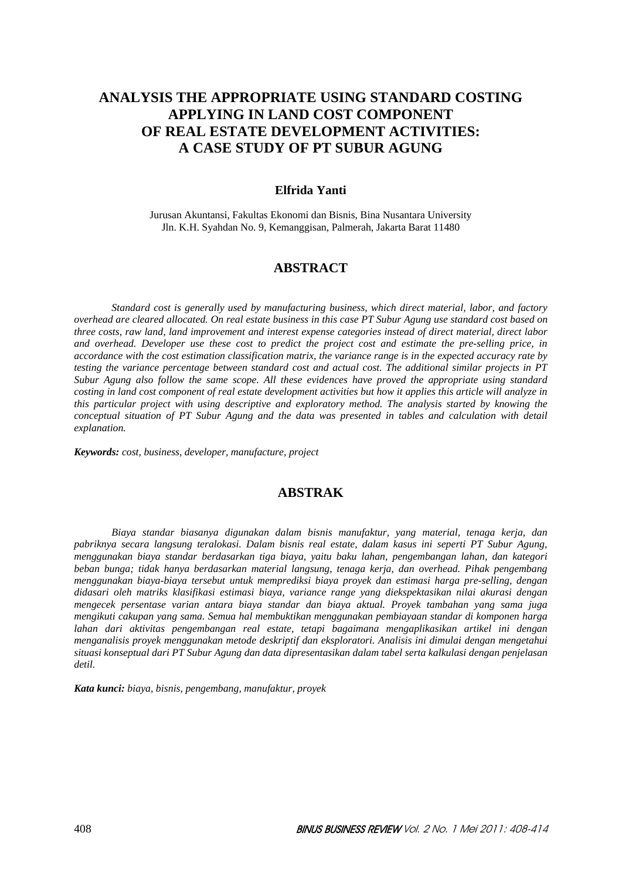# ANALYSIS THE APPROPRIATE USING STANDARD COSTING APPLYING IN LAND COST COMPONENT OF REAL ESTATE DEVELOPMENT ACTIVITIES: A CASE STUDY OF PT SUBUR AGUNG

**Elfrida Yanti**

Jurusan Akuntansi, Fakultas Ekonomi dan Bisnis, Bina Nusantara University
Jln. K.H. Syahdan No. 9, Kemanggisan, Palmerah, Jakarta Barat 11480

## ABSTRACT

*Standard cost is generally used by manufacturing business, which direct material, labor, and factory overhead are cleared allocated. On real estate business in this case PT Subur Agung use standard cost based on three costs, raw land, land improvement and interest expense categories instead of direct material, direct labor and overhead. Developer use these cost to predict the project cost and estimate the pre-selling price, in accordance with the cost estimation classification matrix, the variance range is in the expected accuracy rate by testing the variance percentage between standard cost and actual cost. The additional similar projects in PT Subur Agung also follow the same scope. All these evidences have proved the appropriate using standard costing in land cost component of real estate development activities but how it applies this article will analyze in this particular project with using descriptive and exploratory method. The analysis started by knowing the conceptual situation of PT Subur Agung and the data was presented in tables and calculation with detail explanation.*

***Keywords:*** *cost, business, developer, manufacture, project*

## ABSTRAK

*Biaya standar biasanya digunakan dalam bisnis manufaktur, yang material, tenaga kerja, dan pabriknya secara langsung teralokasi. Dalam bisnis real estate, dalam kasus ini seperti PT Subur Agung, menggunakan biaya standar berdasarkan tiga biaya, yaitu baku lahan, pengembangan lahan, dan kategori beban bunga; tidak hanya berdasarkan material langsung, tenaga kerja, dan overhead. Pihak pengembang menggunakan biaya-biaya tersebut untuk memprediksi biaya proyek dan estimasi harga pre-selling, dengan didasari oleh matriks klasifikasi estimasi biaya, variance range yang diekspektasikan nilai akurasi dengan mengecek persentase varian antara biaya standar dan biaya aktual. Proyek tambahan yang sama juga mengikuti cakupan yang sama. Semua hal membuktikan menggunakan pembiayaan standar di komponen harga lahan dari aktivitas pengembangan real estate, tetapi bagaimana mengaplikasikan artikel ini dengan menganalisis proyek menggunakan metode deskriptif dan eksploratori. Analisis ini dimulai dengan mengetahui situasi konseptual dari PT Subur Agung dan data dipresentasikan dalam tabel serta kalkulasi dengan penjelasan detil.*

***Kata kunci:*** *biaya, bisnis, pengembang, manufaktur, proyek*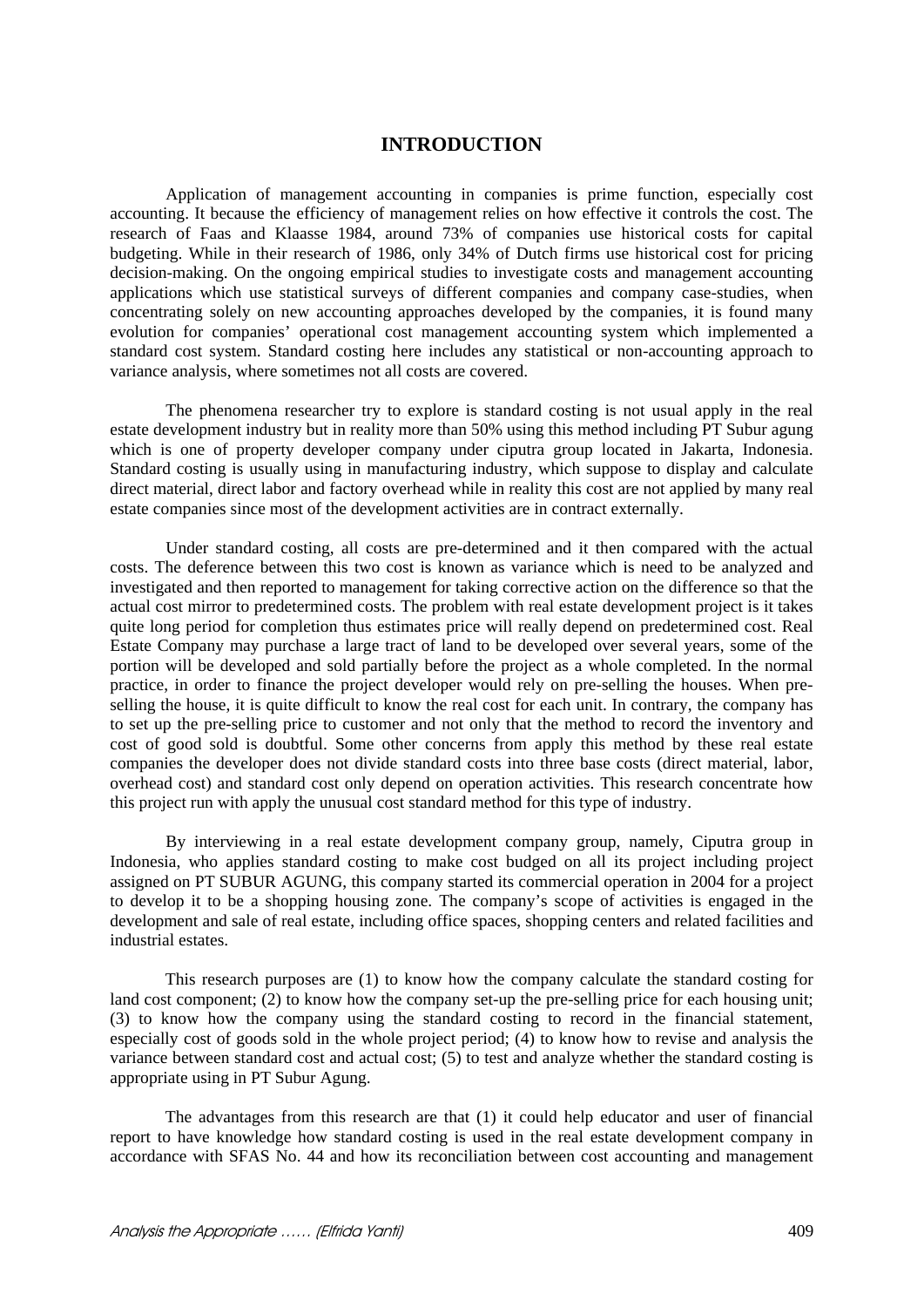## INTRODUCTION

Application of management accounting in companies is prime function, especially cost accounting. It because the efficiency of management relies on how effective it controls the cost. The research of Faas and Klaasse 1984, around 73% of companies use historical costs for capital budgeting. While in their research of 1986, only 34% of Dutch firms use historical cost for pricing decision-making. On the ongoing empirical studies to investigate costs and management accounting applications which use statistical surveys of different companies and company case-studies, when concentrating solely on new accounting approaches developed by the companies, it is found many evolution for companies' operational cost management accounting system which implemented a standard cost system. Standard costing here includes any statistical or non-accounting approach to variance analysis, where sometimes not all costs are covered.

The phenomena researcher try to explore is standard costing is not usual apply in the real estate development industry but in reality more than 50% using this method including PT Subur agung which is one of property developer company under ciputra group located in Jakarta, Indonesia. Standard costing is usually using in manufacturing industry, which suppose to display and calculate direct material, direct labor and factory overhead while in reality this cost are not applied by many real estate companies since most of the development activities are in contract externally.

Under standard costing, all costs are pre-determined and it then compared with the actual costs. The deference between this two cost is known as variance which is need to be analyzed and investigated and then reported to management for taking corrective action on the difference so that the actual cost mirror to predetermined costs. The problem with real estate development project is it takes quite long period for completion thus estimates price will really depend on predetermined cost. Real Estate Company may purchase a large tract of land to be developed over several years, some of the portion will be developed and sold partially before the project as a whole completed. In the normal practice, in order to finance the project developer would rely on pre-selling the houses. When pre-selling the house, it is quite difficult to know the real cost for each unit. In contrary, the company has to set up the pre-selling price to customer and not only that the method to record the inventory and cost of good sold is doubtful. Some other concerns from apply this method by these real estate companies the developer does not divide standard costs into three base costs (direct material, labor, overhead cost) and standard cost only depend on operation activities. This research concentrate how this project run with apply the unusual cost standard method for this type of industry.

By interviewing in a real estate development company group, namely, Ciputra group in Indonesia, who applies standard costing to make cost budged on all its project including project assigned on PT SUBUR AGUNG, this company started its commercial operation in 2004 for a project to develop it to be a shopping housing zone. The company's scope of activities is engaged in the development and sale of real estate, including office spaces, shopping centers and related facilities and industrial estates.

This research purposes are (1) to know how the company calculate the standard costing for land cost component; (2) to know how the company set-up the pre-selling price for each housing unit; (3) to know how the company using the standard costing to record in the financial statement, especially cost of goods sold in the whole project period; (4) to know how to revise and analysis the variance between standard cost and actual cost; (5) to test and analyze whether the standard costing is appropriate using in PT Subur Agung.

The advantages from this research are that (1) it could help educator and user of financial report to have knowledge how standard costing is used in the real estate development company in accordance with SFAS No. 44 and how its reconciliation between cost accounting and management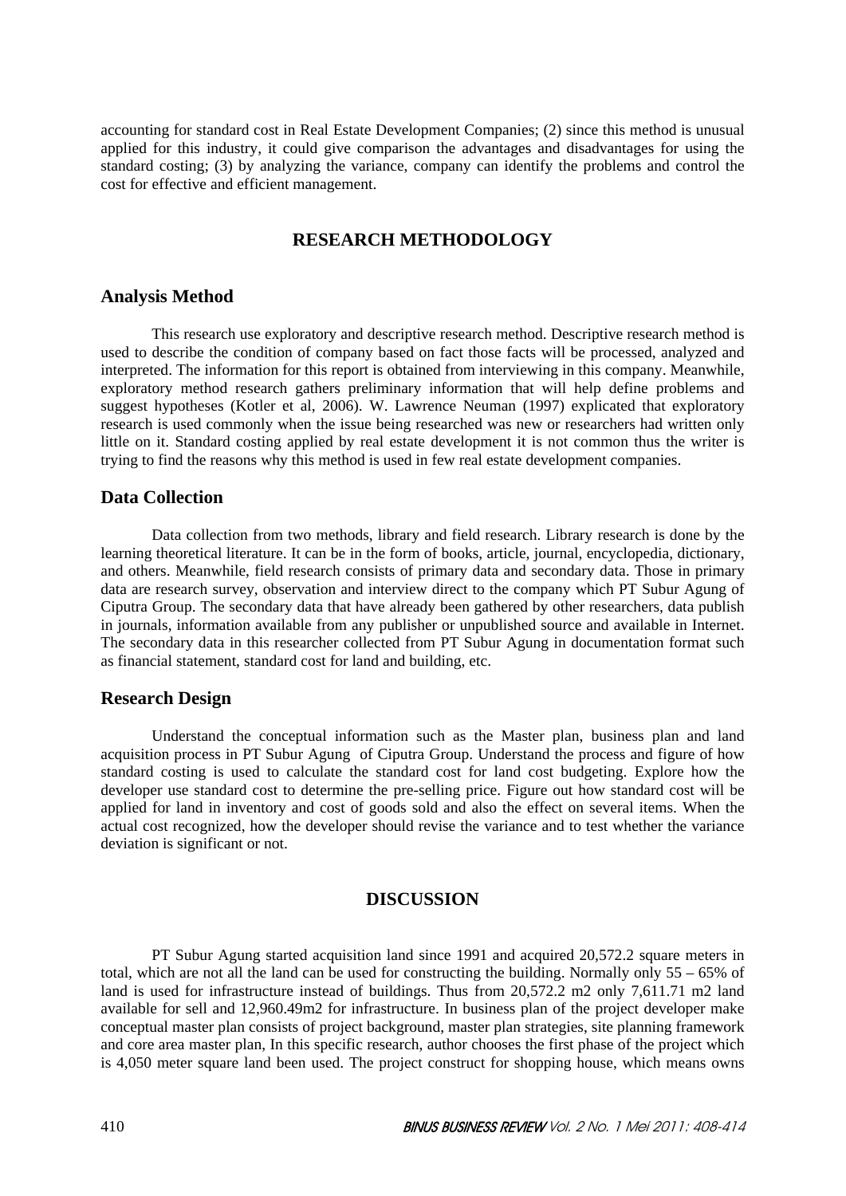accounting for standard cost in Real Estate Development Companies; (2) since this method is unusual applied for this industry, it could give comparison the advantages and disadvantages for using the standard costing; (3) by analyzing the variance, company can identify the problems and control the cost for effective and efficient management.

## RESEARCH METHODOLOGY

### Analysis Method

This research use exploratory and descriptive research method. Descriptive research method is used to describe the condition of company based on fact those facts will be processed, analyzed and interpreted. The information for this report is obtained from interviewing in this company. Meanwhile, exploratory method research gathers preliminary information that will help define problems and suggest hypotheses (Kotler et al, 2006). W. Lawrence Neuman (1997) explicated that exploratory research is used commonly when the issue being researched was new or researchers had written only little on it. Standard costing applied by real estate development it is not common thus the writer is trying to find the reasons why this method is used in few real estate development companies.

### Data Collection

Data collection from two methods, library and field research. Library research is done by the learning theoretical literature. It can be in the form of books, article, journal, encyclopedia, dictionary, and others. Meanwhile, field research consists of primary data and secondary data. Those in primary data are research survey, observation and interview direct to the company which PT Subur Agung of Ciputra Group. The secondary data that have already been gathered by other researchers, data publish in journals, information available from any publisher or unpublished source and available in Internet. The secondary data in this researcher collected from PT Subur Agung in documentation format such as financial statement, standard cost for land and building, etc.

### Research Design

Understand the conceptual information such as the Master plan, business plan and land acquisition process in PT Subur Agung of Ciputra Group. Understand the process and figure of how standard costing is used to calculate the standard cost for land cost budgeting. Explore how the developer use standard cost to determine the pre-selling price. Figure out how standard cost will be applied for land in inventory and cost of goods sold and also the effect on several items. When the actual cost recognized, how the developer should revise the variance and to test whether the variance deviation is significant or not.

## DISCUSSION

PT Subur Agung started acquisition land since 1991 and acquired 20,572.2 square meters in total, which are not all the land can be used for constructing the building. Normally only 55 – 65% of land is used for infrastructure instead of buildings. Thus from 20,572.2 m2 only 7,611.71 m2 land available for sell and 12,960.49m2 for infrastructure. In business plan of the project developer make conceptual master plan consists of project background, master plan strategies, site planning framework and core area master plan, In this specific research, author chooses the first phase of the project which is 4,050 meter square land been used. The project construct for shopping house, which means owns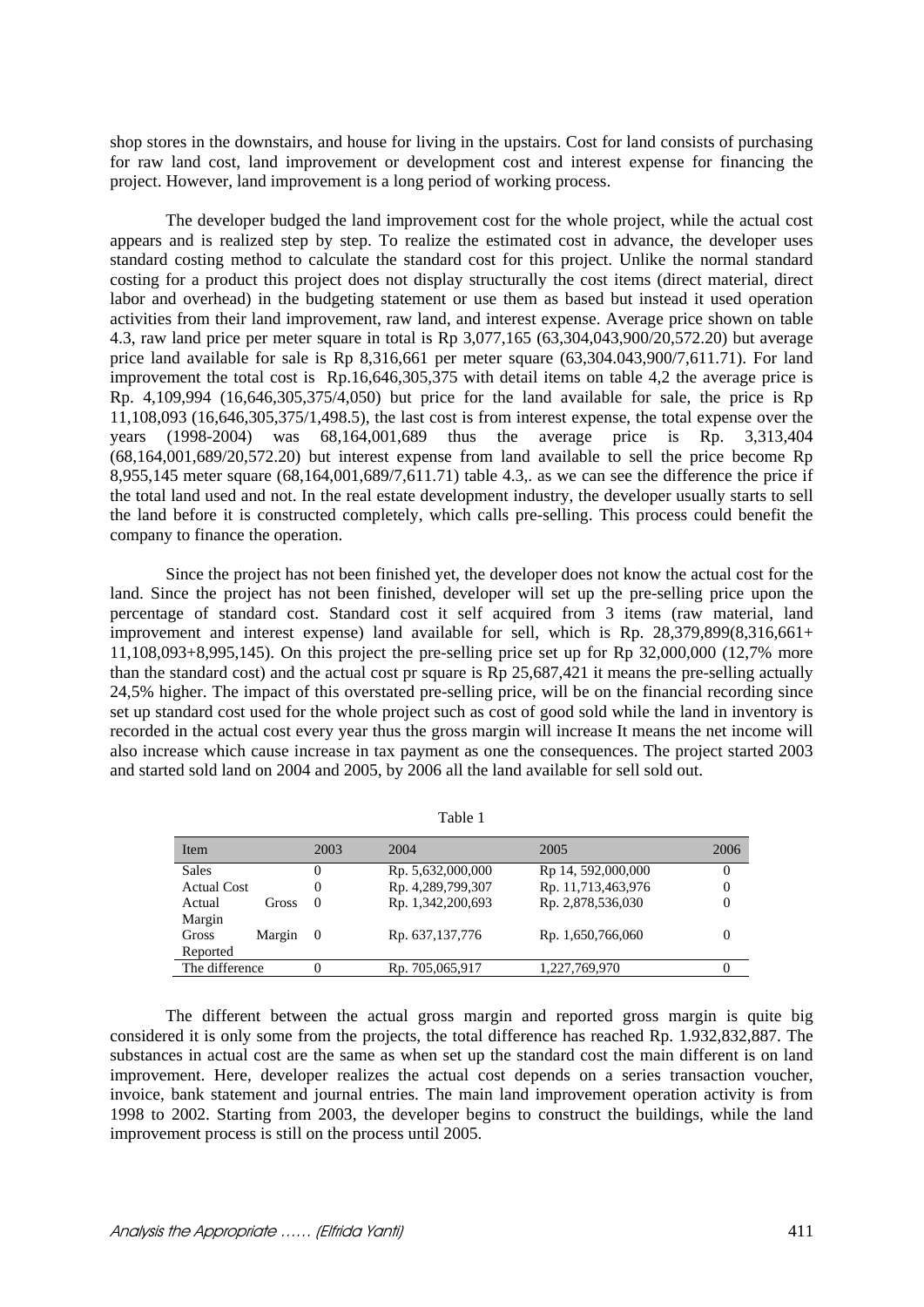shop stores in the downstairs, and house for living in the upstairs. Cost for land consists of purchasing for raw land cost, land improvement or development cost and interest expense for financing the project. However, land improvement is a long period of working process.

The developer budged the land improvement cost for the whole project, while the actual cost appears and is realized step by step. To realize the estimated cost in advance, the developer uses standard costing method to calculate the standard cost for this project. Unlike the normal standard costing for a product this project does not display structurally the cost items (direct material, direct labor and overhead) in the budgeting statement or use them as based but instead it used operation activities from their land improvement, raw land, and interest expense. Average price shown on table 4.3, raw land price per meter square in total is Rp 3,077,165 (63,304,043,900/20,572.20) but average price land available for sale is Rp 8,316,661 per meter square (63,304.043,900/7,611.71). For land improvement the total cost is Rp.16,646,305,375 with detail items on table 4,2 the average price is Rp. 4,109,994 (16,646,305,375/4,050) but price for the land available for sale, the price is Rp 11,108,093 (16,646,305,375/1,498.5), the last cost is from interest expense, the total expense over the years (1998-2004) was 68,164,001,689 thus the average price is Rp. 3,313,404 (68,164,001,689/20,572.20) but interest expense from land available to sell the price become Rp 8,955,145 meter square (68,164,001,689/7,611.71) table 4.3,. as we can see the difference the price if the total land used and not. In the real estate development industry, the developer usually starts to sell the land before it is constructed completely, which calls pre-selling. This process could benefit the company to finance the operation.

Since the project has not been finished yet, the developer does not know the actual cost for the land. Since the project has not been finished, developer will set up the pre-selling price upon the percentage of standard cost. Standard cost it self acquired from 3 items (raw material, land improvement and interest expense) land available for sell, which is Rp. 28,379,899(8,316,661+ 11,108,093+8,995,145). On this project the pre-selling price set up for Rp 32,000,000 (12,7% more than the standard cost) and the actual cost pr square is Rp 25,687,421 it means the pre-selling actually 24,5% higher. The impact of this overstated pre-selling price, will be on the financial recording since set up standard cost used for the whole project such as cost of good sold while the land in inventory is recorded in the actual cost every year thus the gross margin will increase It means the net income will also increase which cause increase in tax payment as one the consequences. The project started 2003 and started sold land on 2004 and 2005, by 2006 all the land available for sell sold out.

Table 1

| Item | 2003 | 2004 | 2005 | 2006 |
|---|---|---|---|---|
| Sales | 0 | Rp. 5,632,000,000 | Rp 14, 592,000,000 | 0 |
| Actual Cost | 0 | Rp. 4,289,799,307 | Rp. 11,713,463,976 | 0 |
| Actual Gross Margin | 0 | Rp. 1,342,200,693 | Rp. 2,878,536,030 | 0 |
| Gross Margin Reported | 0 | Rp. 637,137,776 | Rp. 1,650,766,060 | 0 |
| The difference | 0 | Rp. 705,065,917 | 1,227,769,970 | 0 |

The different between the actual gross margin and reported gross margin is quite big considered it is only some from the projects, the total difference has reached Rp. 1.932,832,887. The substances in actual cost are the same as when set up the standard cost the main different is on land improvement. Here, developer realizes the actual cost depends on a series transaction voucher, invoice, bank statement and journal entries. The main land improvement operation activity is from 1998 to 2002. Starting from 2003, the developer begins to construct the buildings, while the land improvement process is still on the process until 2005.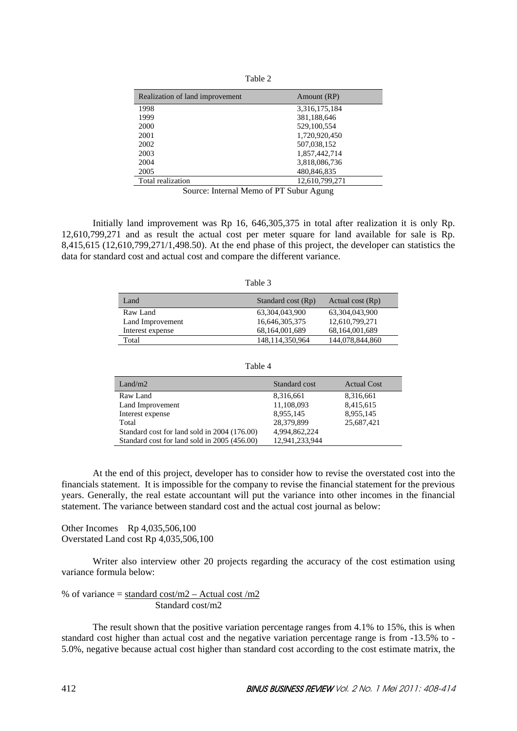Table 2

| Realization of land improvement | Amount (RP) |
|---|---|
| 1998 | 3,316,175,184 |
| 1999 | 381,188,646 |
| 2000 | 529,100,554 |
| 2001 | 1,720,920,450 |
| 2002 | 507,038,152 |
| 2003 | 1,857,442,714 |
| 2004 | 3,818,086,736 |
| 2005 | 480,846,835 |
| Total realization | 12,610,799,271 |

Source: Internal Memo of PT Subur Agung

Initially land improvement was Rp 16, 646,305,375 in total after realization it is only Rp. 12,610,799,271 and as result the actual cost per meter square for land available for sale is Rp. 8,415,615 (12,610,799,271/1,498.50). At the end phase of this project, the developer can statistics the data for standard cost and actual cost and compare the different variance.

Table 3

| Land | Standard cost (Rp) | Actual cost (Rp) |
|---|---|---|
| Raw Land | 63,304,043,900 | 63,304,043,900 |
| Land Improvement | 16,646,305,375 | 12,610,799,271 |
| Interest expense | 68,164,001,689 | 68,164,001,689 |
| Total | 148,114,350,964 | 144,078,844,860 |

Table 4

| Land/m2 | Standard cost | Actual Cost |
|---|---|---|
| Raw Land | 8,316,661 | 8,316,661 |
| Land Improvement | 11,108,093 | 8,415,615 |
| Interest expense | 8,955,145 | 8,955,145 |
| Total | 28,379,899 | 25,687,421 |
| Standard cost for land sold in 2004 (176.00) | 4,994,862,224 | |
| Standard cost for land sold in 2005 (456.00) | 12,941,233,944 | |

At the end of this project, developer has to consider how to revise the overstated cost into the financials statement. It is impossible for the company to revise the financial statement for the previous years. Generally, the real estate accountant will put the variance into other incomes in the financial statement. The variance between standard cost and the actual cost journal as below:

Other Incomes Rp 4,035,506,100
Overstated Land cost Rp 4,035,506,100

Writer also interview other 20 projects regarding the accuracy of the cost estimation using variance formula below:

$$\text{\% of variance} = \frac{\text{standard cost/m2} - \text{Actual cost /m2}}{\text{Standard cost/m2}}$$

The result shown that the positive variation percentage ranges from 4.1% to 15%, this is when standard cost higher than actual cost and the negative variation percentage range is from -13.5% to -5.0%, negative because actual cost higher than standard cost according to the cost estimate matrix, the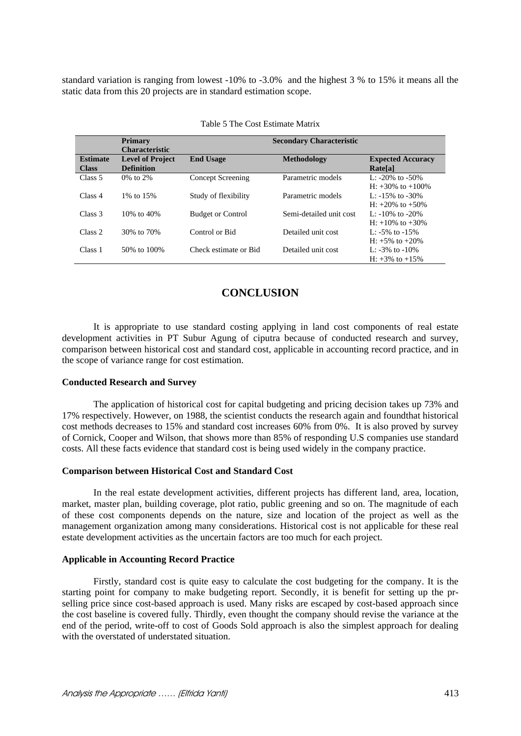standard variation is ranging from lowest -10% to -3.0% and the highest 3 % to 15% it means all the static data from this 20 projects are in standard estimation scope.

Table 5 The Cost Estimate Matrix

| | Primary Characteristic | Secondary Characteristic | | |
|---|---|---|---|---|
| **Estimate Class** | **Level of Project Definition** | **End Usage** | **Methodology** | **Expected Accuracy Rate[a]** |
| Class 5 | 0% to 2% | Concept Screening | Parametric models | L: -20% to -50%<br>H: +30% to +100% |
| Class 4 | 1% to 15% | Study of flexibility | Parametric models | L: -15% to -30%<br>H: +20% to +50% |
| Class 3 | 10% to 40% | Budget or Control | Semi-detailed unit cost | L: -10% to -20%<br>H: +10% to +30% |
| Class 2 | 30% to 70% | Control or Bid | Detailed unit cost | L: -5% to -15%<br>H: +5% to +20% |
| Class 1 | 50% to 100% | Check estimate or Bid | Detailed unit cost | L: -3% to -10%<br>H: +3% to +15% |

## CONCLUSION

It is appropriate to use standard costing applying in land cost components of real estate development activities in PT Subur Agung of ciputra because of conducted research and survey, comparison between historical cost and standard cost, applicable in accounting record practice, and in the scope of variance range for cost estimation.

**Conducted Research and Survey**

The application of historical cost for capital budgeting and pricing decision takes up 73% and 17% respectively. However, on 1988, the scientist conducts the research again and foundthat historical cost methods decreases to 15% and standard cost increases 60% from 0%. It is also proved by survey of Cornick, Cooper and Wilson, that shows more than 85% of responding U.S companies use standard costs. All these facts evidence that standard cost is being used widely in the company practice.

**Comparison between Historical Cost and Standard Cost**

In the real estate development activities, different projects has different land, area, location, market, master plan, building coverage, plot ratio, public greening and so on. The magnitude of each of these cost components depends on the nature, size and location of the project as well as the management organization among many considerations. Historical cost is not applicable for these real estate development activities as the uncertain factors are too much for each project.

**Applicable in Accounting Record Practice**

Firstly, standard cost is quite easy to calculate the cost budgeting for the company. It is the starting point for company to make budgeting report. Secondly, it is benefit for setting up the pr-selling price since cost-based approach is used. Many risks are escaped by cost-based approach since the cost baseline is covered fully. Thirdly, even thought the company should revise the variance at the end of the period, write-off to cost of Goods Sold approach is also the simplest approach for dealing with the overstated of understated situation.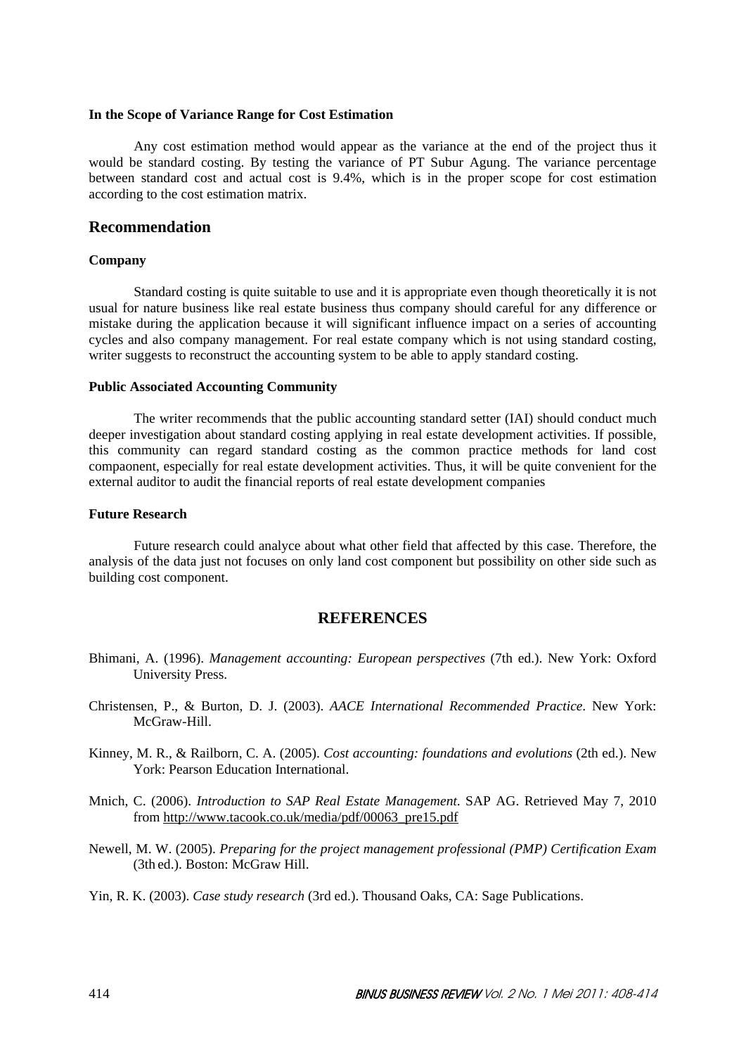**In the Scope of Variance Range for Cost Estimation**

Any cost estimation method would appear as the variance at the end of the project thus it would be standard costing. By testing the variance of PT Subur Agung. The variance percentage between standard cost and actual cost is 9.4%, which is in the proper scope for cost estimation according to the cost estimation matrix.

## Recommendation

**Company**

Standard costing is quite suitable to use and it is appropriate even though theoretically it is not usual for nature business like real estate business thus company should careful for any difference or mistake during the application because it will significant influence impact on a series of accounting cycles and also company management. For real estate company which is not using standard costing, writer suggests to reconstruct the accounting system to be able to apply standard costing.

**Public Associated Accounting Community**

The writer recommends that the public accounting standard setter (IAI) should conduct much deeper investigation about standard costing applying in real estate development activities. If possible, this community can regard standard costing as the common practice methods for land cost compaonent, especially for real estate development activities. Thus, it will be quite convenient for the external auditor to audit the financial reports of real estate development companies

**Future Research**

Future research could analyce about what other field that affected by this case. Therefore, the analysis of the data just not focuses on only land cost component but possibility on other side such as building cost component.

## REFERENCES

Bhimani, A. (1996). *Management accounting: European perspectives* (7th ed.). New York: Oxford University Press.

Christensen, P., & Burton, D. J. (2003). *AACE International Recommended Practice*. New York: McGraw-Hill.

Kinney, M. R., & Railborn, C. A. (2005). *Cost accounting: foundations and evolutions* (2th ed.). New York: Pearson Education International.

Mnich, C. (2006). *Introduction to SAP Real Estate Management*. SAP AG. Retrieved May 7, 2010 from http://www.tacook.co.uk/media/pdf/00063_pre15.pdf

Newell, M. W. (2005). *Preparing for the project management professional (PMP) Certification Exam* (3th ed.). Boston: McGraw Hill.

Yin, R. K. (2003). *Case study research* (3rd ed.). Thousand Oaks, CA: Sage Publications.